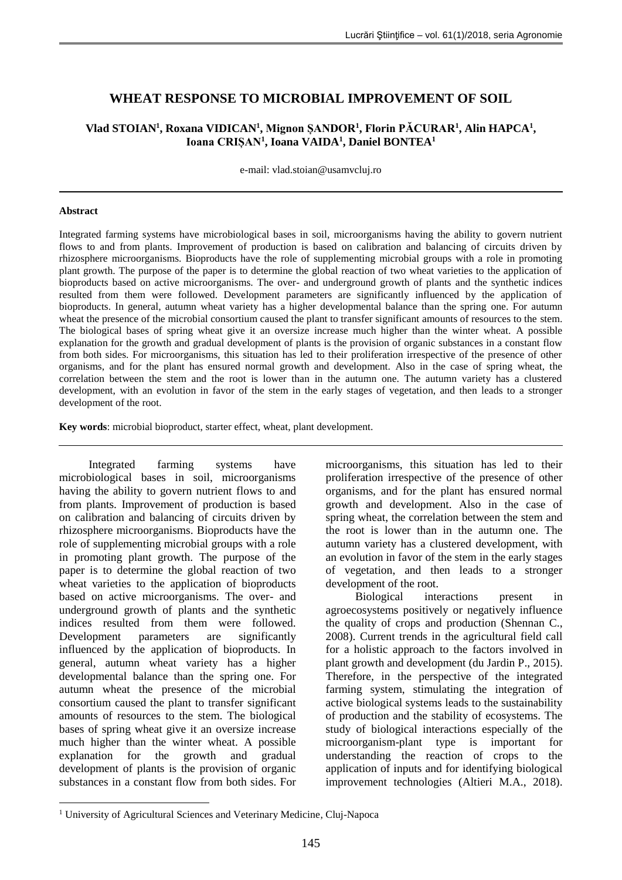# WHEAT RESPONSE TO MICROBIAL IMPROVEMENT OF SOIL

**Vlad STOIAN[1], Roxana VIDICAN[1], Mignon ȘANDOR[1], Florin PĂCURAR[1], Alin HAPCA[1], Ioana CRIȘAN[1], Ioana VAIDA[1], Daniel BONTEA[1]**

e-mail: vlad.stoian@usamvcluj.ro

---

**Abstract**

Integrated farming systems have microbiological bases in soil, microorganisms having the ability to govern nutrient flows to and from plants. Improvement of production is based on calibration and balancing of circuits driven by rhizosphere microorganisms. Bioproducts have the role of supplementing microbial groups with a role in promoting plant growth. The purpose of the paper is to determine the global reaction of two wheat varieties to the application of bioproducts based on active microorganisms. The over- and underground growth of plants and the synthetic indices resulted from them were followed. Development parameters are significantly influenced by the application of bioproducts. In general, autumn wheat variety has a higher developmental balance than the spring one. For autumn wheat the presence of the microbial consortium caused the plant to transfer significant amounts of resources to the stem. The biological bases of spring wheat give it an oversize increase much higher than the winter wheat. A possible explanation for the growth and gradual development of plants is the provision of organic substances in a constant flow from both sides. For microorganisms, this situation has led to their proliferation irrespective of the presence of other organisms, and for the plant has ensured normal growth and development. Also in the case of spring wheat, the correlation between the stem and the root is lower than in the autumn one. The autumn variety has a clustered development, with an evolution in favor of the stem in the early stages of vegetation, and then leads to a stronger development of the root.

**Key words**: microbial bioproduct, starter effect, wheat, plant development.

---

Integrated farming systems have microbiological bases in soil, microorganisms having the ability to govern nutrient flows to and from plants. Improvement of production is based on calibration and balancing of circuits driven by rhizosphere microorganisms. Bioproducts have the role of supplementing microbial groups with a role in promoting plant growth. The purpose of the paper is to determine the global reaction of two wheat varieties to the application of bioproducts based on active microorganisms. The over- and underground growth of plants and the synthetic indices resulted from them were followed. Development parameters are significantly influenced by the application of bioproducts. In general, autumn wheat variety has a higher developmental balance than the spring one. For autumn wheat the presence of the microbial consortium caused the plant to transfer significant amounts of resources to the stem. The biological bases of spring wheat give it an oversize increase much higher than the winter wheat. A possible explanation for the growth and gradual development of plants is the provision of organic substances in a constant flow from both sides. For microorganisms, this situation has led to their proliferation irrespective of the presence of other organisms, and for the plant has ensured normal growth and development. Also in the case of spring wheat, the correlation between the stem and the root is lower than in the autumn one. The autumn variety has a clustered development, with an evolution in favor of the stem in the early stages of vegetation, and then leads to a stronger development of the root.

Biological interactions present in agroecosystems positively or negatively influence the quality of crops and production (Shennan C., 2008). Current trends in the agricultural field call for a holistic approach to the factors involved in plant growth and development (du Jardin P., 2015). Therefore, in the perspective of the integrated farming system, stimulating the integration of active biological systems leads to the sustainability of production and the stability of ecosystems. The study of biological interactions especially of the microorganism-plant type is important for understanding the reaction of crops to the application of inputs and for identifying biological improvement technologies (Altieri M.A., 2018).

---

[1] University of Agricultural Sciences and Veterinary Medicine, Cluj-Napoca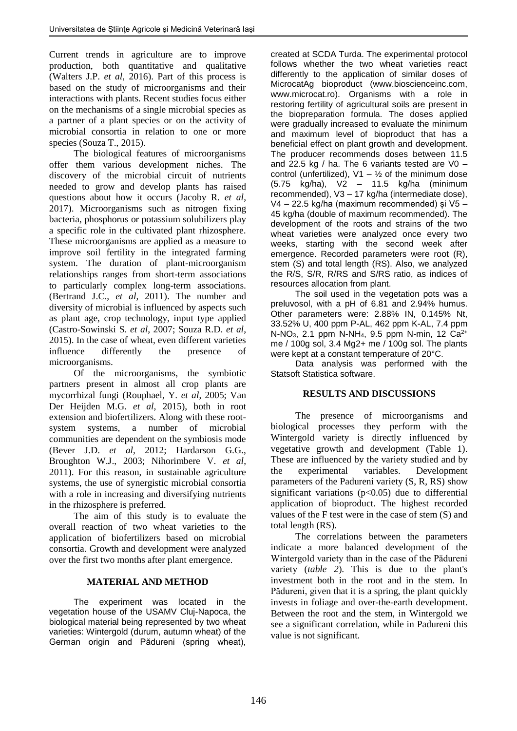Current trends in agriculture are to improve production, both quantitative and qualitative (Walters J.P. *et al*, 2016). Part of this process is based on the study of microorganisms and their interactions with plants. Recent studies focus either on the mechanisms of a single microbial species as a partner of a plant species or on the activity of microbial consortia in relation to one or more species (Souza T., 2015).

The biological features of microorganisms offer them various development niches. The discovery of the microbial circuit of nutrients needed to grow and develop plants has raised questions about how it occurs (Jacoby R. *et al*, 2017). Microorganisms such as nitrogen fixing bacteria, phosphorus or potassium solubilizers play a specific role in the cultivated plant rhizosphere. These microorganisms are applied as a measure to improve soil fertility in the integrated farming system. The duration of plant-microorganism relationships ranges from short-term associations to particularly complex long-term associations. (Bertrand J.C., *et al*, 2011). The number and diversity of microbial is influenced by aspects such as plant age, crop technology, input type applied (Castro-Sowinski S. *et al*, 2007; Souza R.D. *et al*, 2015). In the case of wheat, even different varieties influence differently the presence of microorganisms.

Of the microorganisms, the symbiotic partners present in almost all crop plants are mycorrhizal fungi (Rouphael, Y. *et al*, 2005; Van Der Heijden M.G. *et al*, 2015), both in root extension and biofertilizers. Along with these root-system systems, a number of microbial communities are dependent on the symbiosis mode (Bever J.D. *et al*, 2012; Hardarson G.G., Broughton W.J., 2003; Nihorimbere V. *et al*, 2011). For this reason, in sustainable agriculture systems, the use of synergistic microbial consortia with a role in increasing and diversifying nutrients in the rhizosphere is preferred.

The aim of this study is to evaluate the overall reaction of two wheat varieties to the application of biofertilizers based on microbial consortia. Growth and development were analyzed over the first two months after plant emergence.

## MATERIAL AND METHOD

The experiment was located in the vegetation house of the USAMV Cluj-Napoca, the biological material being represented by two wheat varieties: Wintergold (durum, autumn wheat) of the German origin and Pădureni (spring wheat), created at SCDA Turda. The experimental protocol follows whether the two wheat varieties react differently to the application of similar doses of MicrocatAg bioproduct (www.bioscienceinc.com, www.microcat.ro). Organisms with a role in restoring fertility of agricultural soils are present in the biopreparation formula. The doses applied were gradually increased to evaluate the minimum and maximum level of bioproduct that has a beneficial effect on plant growth and development. The producer recommends doses between 11.5 and 22.5 kg / ha. The 6 variants tested are V0 – control (unfertilized), V1 – ½ of the minimum dose (5.75 kg/ha), V2 – 11.5 kg/ha (minimum recommended), V3 – 17 kg/ha (intermediate dose), V4 – 22.5 kg/ha (maximum recommended) și V5 – 45 kg/ha (double of maximum recommended). The development of the roots and strains of the two wheat varieties were analyzed once every two weeks, starting with the second week after emergence. Recorded parameters were root (R), stem (S) and total length (RS). Also, we analyzed the R/S, S/R, R/RS and S/RS ratio, as indices of resources allocation from plant.

The soil used in the vegetation pots was a preluvosol, with a pH of 6.81 and 2.94% humus. Other parameters were: 2.88% IN, 0.145% Nt, 33.52% U, 400 ppm P-AL, 462 ppm K-AL, 7.4 ppm $N\text{-}NO_3$, 2.1 ppm $N\text{-}NH_4$, 9.5 ppm N-min, 12 $Ca^{2+}$ me / 100g sol, 3.4 Mg2+ me / 100g sol. The plants were kept at a constant temperature of 20°C.

Data analysis was performed with the Statsoft Statistica software.

## RESULTS AND DISCUSSIONS

The presence of microorganisms and biological processes they perform with the Wintergold variety is directly influenced by vegetative growth and development (Table 1). These are influenced by the variety studied and by the experimental variables. Development parameters of the Padureni variety (S, R, RS) show significant variations ($p<0.05$) due to differential application of bioproduct. The highest recorded values of the F test were in the case of stem (S) and total length (RS).

The correlations between the parameters indicate a more balanced development of the Wintergold variety than in the case of the Pădureni variety (*table 2*). This is due to the plant's investment both in the root and in the stem. In Pădureni, given that it is a spring, the plant quickly invests in foliage and over-the-earth development. Between the root and the stem, in Wintergold we see a significant correlation, while in Padureni this value is not significant.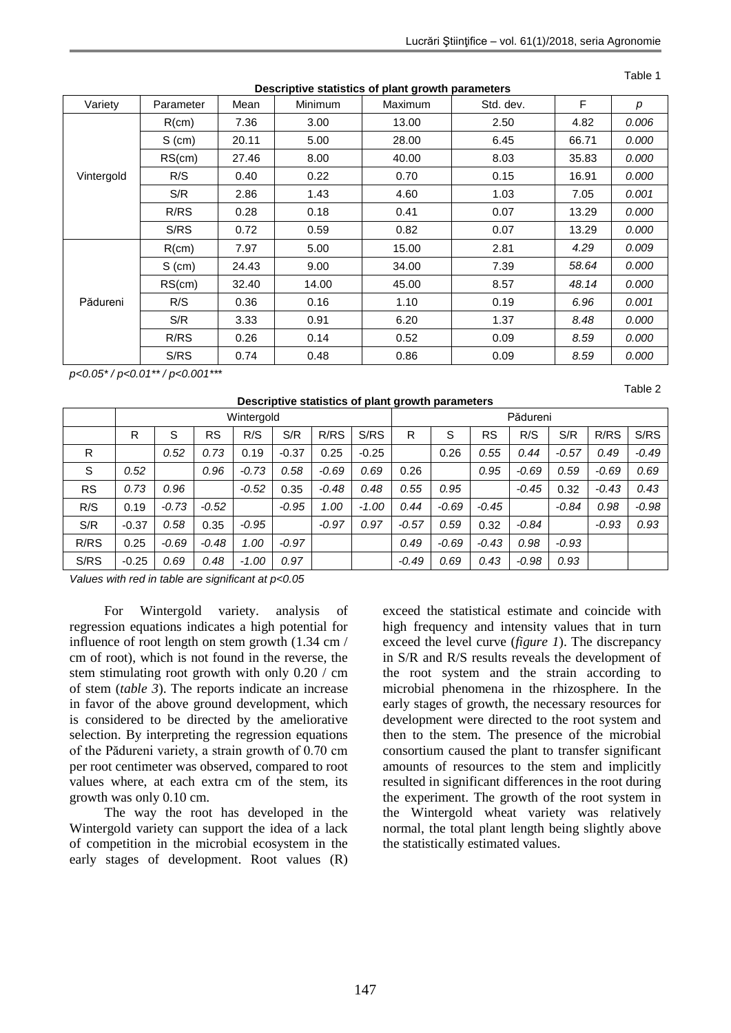Table 1

**Descriptive statistics of plant growth parameters**

| Variety | Parameter | Mean | Minimum | Maximum | Std. dev. | F | *p* |
|---|---|---|---|---|---|---|---|
| Vintergold | R(cm) | 7.36 | 3.00 | 13.00 | 2.50 | 4.82 | *0.006* |
| | S (cm) | 20.11 | 5.00 | 28.00 | 6.45 | 66.71 | *0.000* |
| | RS(cm) | 27.46 | 8.00 | 40.00 | 8.03 | 35.83 | *0.000* |
| | R/S | 0.40 | 0.22 | 0.70 | 0.15 | 16.91 | *0.000* |
| | S/R | 2.86 | 1.43 | 4.60 | 1.03 | 7.05 | *0.001* |
| | R/RS | 0.28 | 0.18 | 0.41 | 0.07 | 13.29 | *0.000* |
| | S/RS | 0.72 | 0.59 | 0.82 | 0.07 | 13.29 | *0.000* |
| Pădureni | R(cm) | 7.97 | 5.00 | 15.00 | 2.81 | *4.29* | *0.009* |
| | S (cm) | 24.43 | 9.00 | 34.00 | 7.39 | *58.64* | *0.000* |
| | RS(cm) | 32.40 | 14.00 | 45.00 | 8.57 | *48.14* | *0.000* |
| | R/S | 0.36 | 0.16 | 1.10 | 0.19 | *6.96* | *0.001* |
| | S/R | 3.33 | 0.91 | 6.20 | 1.37 | *8.48* | *0.000* |
| | R/RS | 0.26 | 0.14 | 0.52 | 0.09 | *8.59* | *0.000* |
| | S/RS | 0.74 | 0.48 | 0.86 | 0.09 | *8.59* | *0.000* |

*p<0.05\* / p<0.01\*\* / p<0.001\*\*\**

Table 2

**Descriptive statistics of plant growth parameters**

| | Wintergold | | | | | | | Pădureni | | | | | | |
|---|---|---|---|---|---|---|---|---|---|---|---|---|---|---|
| | R | S | RS | R/S | S/R | R/RS | S/RS | R | S | RS | R/S | S/R | R/RS | S/RS |
| R | | *0.52* | *0.73* | 0.19 | -0.37 | 0.25 | -0.25 | | 0.26 | *0.55* | *0.44* | *-0.57* | *0.49* | *-0.49* |
| S | *0.52* | | *0.96* | *-0.73* | *0.58* | *-0.69* | *0.69* | 0.26 | | *0.95* | *-0.69* | *0.59* | *-0.69* | *0.69* |
| RS | *0.73* | *0.96* | | *-0.52* | 0.35 | *-0.48* | *0.48* | *0.55* | *0.95* | | *-0.45* | 0.32 | *-0.43* | *0.43* |
| R/S | 0.19 | *-0.73* | *-0.52* | | *-0.95* | *1.00* | *-1.00* | *0.44* | *-0.69* | *-0.45* | | *-0.84* | *0.98* | *-0.98* |
| S/R | -0.37 | *0.58* | 0.35 | *-0.95* | | *-0.97* | *0.97* | *-0.57* | *0.59* | 0.32 | *-0.84* | | *-0.93* | *0.93* |
| R/RS | 0.25 | *-0.69* | *-0.48* | *1.00* | *-0.97* | | | *0.49* | *-0.69* | *-0.43* | *0.98* | *-0.93* | | |
| S/RS | -0.25 | *0.69* | *0.48* | *-1.00* | *0.97* | | | *-0.49* | *0.69* | *0.43* | *-0.98* | *0.93* | | |

*Values with red in table are significant at p<0.05*

For Wintergold variety. analysis of regression equations indicates a high potential for influence of root length on stem growth (1.34 cm / cm of root), which is not found in the reverse, the stem stimulating root growth with only 0.20 / cm of stem (*table 3*). The reports indicate an increase in favor of the above ground development, which is considered to be directed by the ameliorative selection. By interpreting the regression equations of the Pădureni variety, a strain growth of 0.70 cm per root centimeter was observed, compared to root values where, at each extra cm of the stem, its growth was only 0.10 cm.

The way the root has developed in the Wintergold variety can support the idea of a lack of competition in the microbial ecosystem in the early stages of development. Root values (R) exceed the statistical estimate and coincide with high frequency and intensity values that in turn exceed the level curve (*figure 1*). The discrepancy in S/R and R/S results reveals the development of the root system and the strain according to microbial phenomena in the rhizosphere. In the early stages of growth, the necessary resources for development were directed to the root system and then to the stem. The presence of the microbial consortium caused the plant to transfer significant amounts of resources to the stem and implicitly resulted in significant differences in the root during the experiment. The growth of the root system in the Wintergold wheat variety was relatively normal, the total plant length being slightly above the statistically estimated values.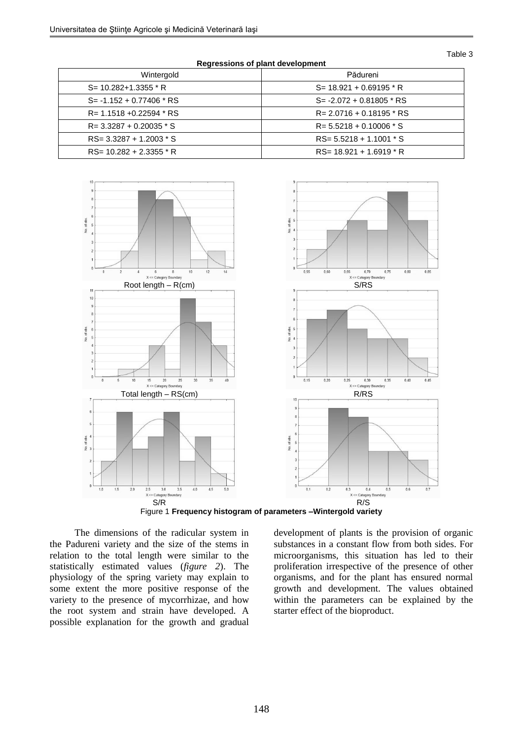Table 3

**Regressions of plant development**

| Wintergold | Pădureni |
|---|---|
| S= 10.282+1.3355 * R | S= 18.921 + 0.69195 * R |
| S= -1.152 + 0.77406 * RS | S= -2.072 + 0.81805 * RS |
| R= 1.1518 +0.22594 * RS | R= 2.0716 + 0.18195 * RS |
| R= 3.3287 + 0.20035 * S | R= 5.5218 + 0.10006 * S |
| RS= 3.3287 + 1.2003 * S | RS= 5.5218 + 1.1001 * S |
| RS= 10.282 + 2.3355 * R | RS= 18.921 + 1.6919 * R |

Root length – R(cm) S/RS

Total length – RS(cm) R/RS

S/R R/S

Figure 1 **Frequency histogram of parameters –Wintergold variety**

The dimensions of the radicular system in the Padureni variety and the size of the stems in relation to the total length were similar to the statistically estimated values (*figure 2*). The physiology of the spring variety may explain to some extent the more positive response of the variety to the presence of mycorrhizae, and how the root system and strain have developed. A possible explanation for the growth and gradual development of plants is the provision of organic substances in a constant flow from both sides. For microorganisms, this situation has led to their proliferation irrespective of the presence of other organisms, and for the plant has ensured normal growth and development. The values obtained within the parameters can be explained by the starter effect of the bioproduct.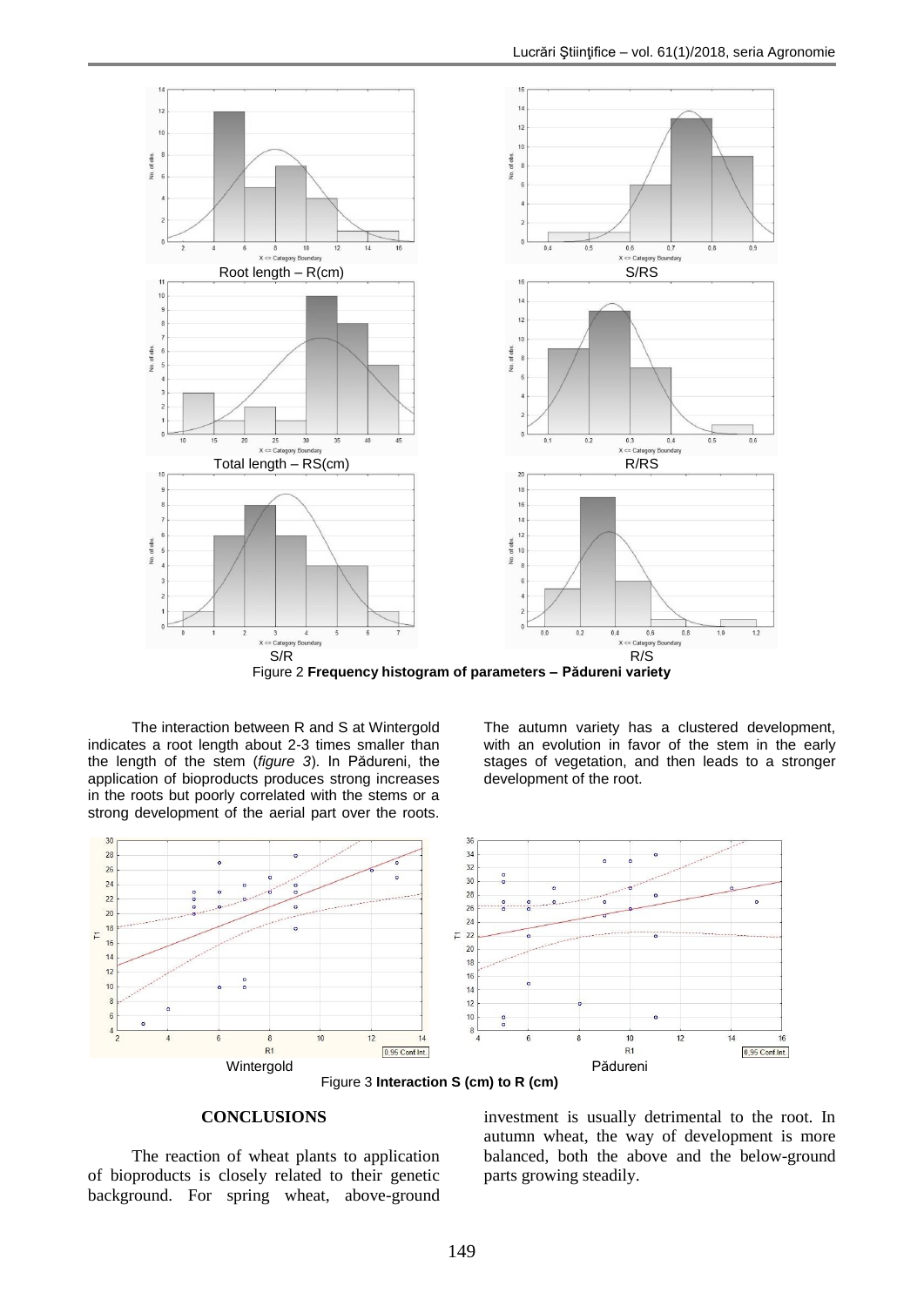Root length – R(cm)

S/RS

Total length – RS(cm)

R/RS

S/R

R/S

Figure 2 **Frequency histogram of parameters – Pădureni variety**

The interaction between R and S at Wintergold indicates a root length about 2-3 times smaller than the length of the stem (*figure 3*). In Pădureni, the application of bioproducts produces strong increases in the roots but poorly correlated with the stems or a strong development of the aerial part over the roots. The autumn variety has a clustered development, with an evolution in favor of the stem in the early stages of vegetation, and then leads to a stronger development of the root.

Wintergold

Pădureni

Figure 3 **Interaction S (cm) to R (cm)**

## CONCLUSIONS

The reaction of wheat plants to application of bioproducts is closely related to their genetic background. For spring wheat, above-ground investment is usually detrimental to the root. In autumn wheat, the way of development is more balanced, both the above and the below-ground parts growing steadily.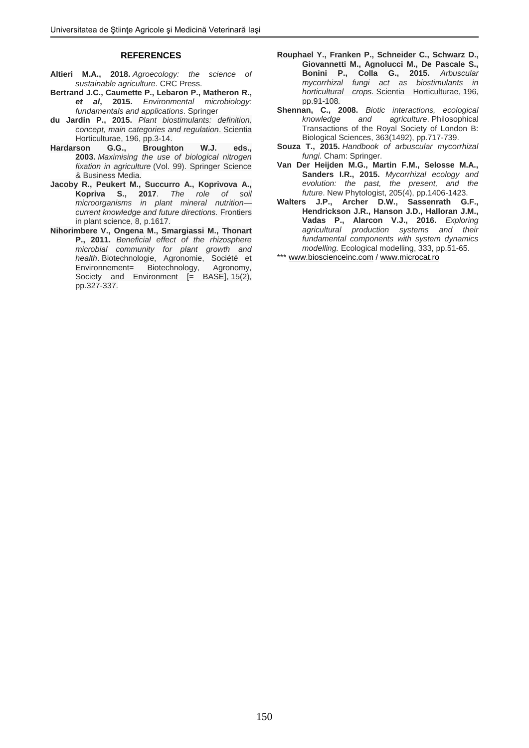## REFERENCES

**Altieri M.A., 2018.** *Agroecology: the science of sustainable agriculture*. CRC Press.

**Bertrand J.C., Caumette P., Lebaron P., Matheron R., *et al*, 2015.** *Environmental microbiology: fundamentals and applications*. Springer

**du Jardin P., 2015.** *Plant biostimulants: definition, concept, main categories and regulation*. Scientia Horticulturae, 196, pp.3-14.

**Hardarson G.G., Broughton W.J. eds., 2003.** *Maximising the use of biological nitrogen fixation in agriculture* (Vol. 99). Springer Science & Business Media.

**Jacoby R., Peukert M., Succurro A., Koprivova A., Kopriva S., 2017**. *The role of soil microorganisms in plant mineral nutrition—current knowledge and future directions.* Frontiers in plant science, 8, p.1617.

**Nihorimbere V., Ongena M., Smargiassi M., Thonart P., 2011.** *Beneficial effect of the rhizosphere microbial community for plant growth and health*. Biotechnologie, Agronomie, Société et Environnement= Biotechnology, Agronomy, Society and Environment [= BASE], 15(2), pp.327-337.

**Rouphael Y., Franken P., Schneider C., Schwarz D., Giovannetti M., Agnolucci M., De Pascale S., Bonini P., Colla G., 2015.** *Arbuscular mycorrhizal fungi act as biostimulants in horticultural crops.* Scientia Horticulturae, 196, pp.91-108.

**Shennan, C., 2008.** *Biotic interactions, ecological knowledge and agriculture*. Philosophical Transactions of the Royal Society of London B: Biological Sciences, 363(1492), pp.717-739.

**Souza T., 2015.** *Handbook of arbuscular mycorrhizal fungi*. Cham: Springer.

**Van Der Heijden M.G., Martin F.M., Selosse M.A., Sanders I.R., 2015.** *Mycorrhizal ecology and evolution: the past, the present, and the future*. New Phytologist, 205(4), pp.1406-1423.

**Walters J.P., Archer D.W., Sassenrath G.F., Hendrickson J.R., Hanson J.D., Halloran J.M., Vadas P., Alarcon V.J., 2016.** *Exploring agricultural production systems and their fundamental components with system dynamics modelling.* Ecological modelling, 333, pp.51-65.

*** www.bioscienceinc.com / www.microcat.ro